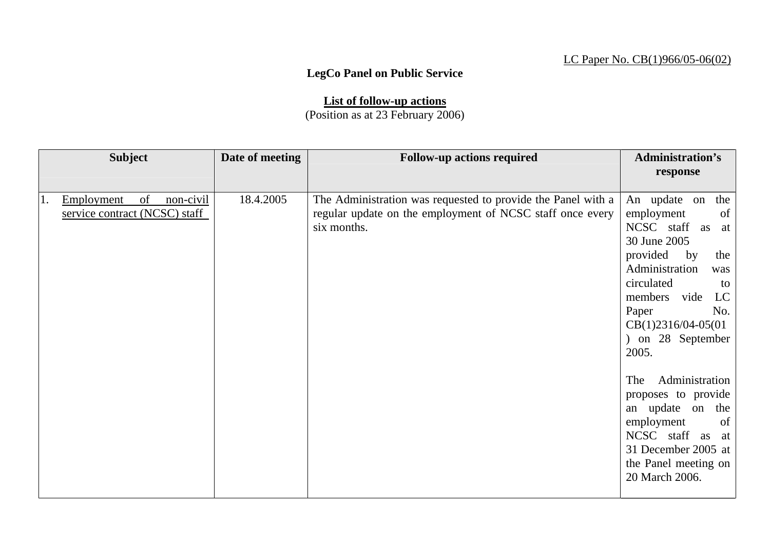LC Paper No. CB(1)966/05-06(02)

**LegCo Panel on Public Service**

**List of follow-up actions**
(Position as at 23 February 2006)

| Subject | Date of meeting | Follow-up actions required | Administration's response |
|---|---|---|---|
| 1. Employment of non-civil service contract (NCSC) staff | 18.4.2005 | The Administration was requested to provide the Panel with a regular update on the employment of NCSC staff once every six months. | An update on the employment of NCSC staff as at 30 June 2005 provided by the Administration was circulated to members vide LC Paper No. CB(1)2316/04-05(01) on 28 September 2005.<br><br>The Administration proposes to provide an update on the employment of NCSC staff as at 31 December 2005 at the Panel meeting on 20 March 2006. |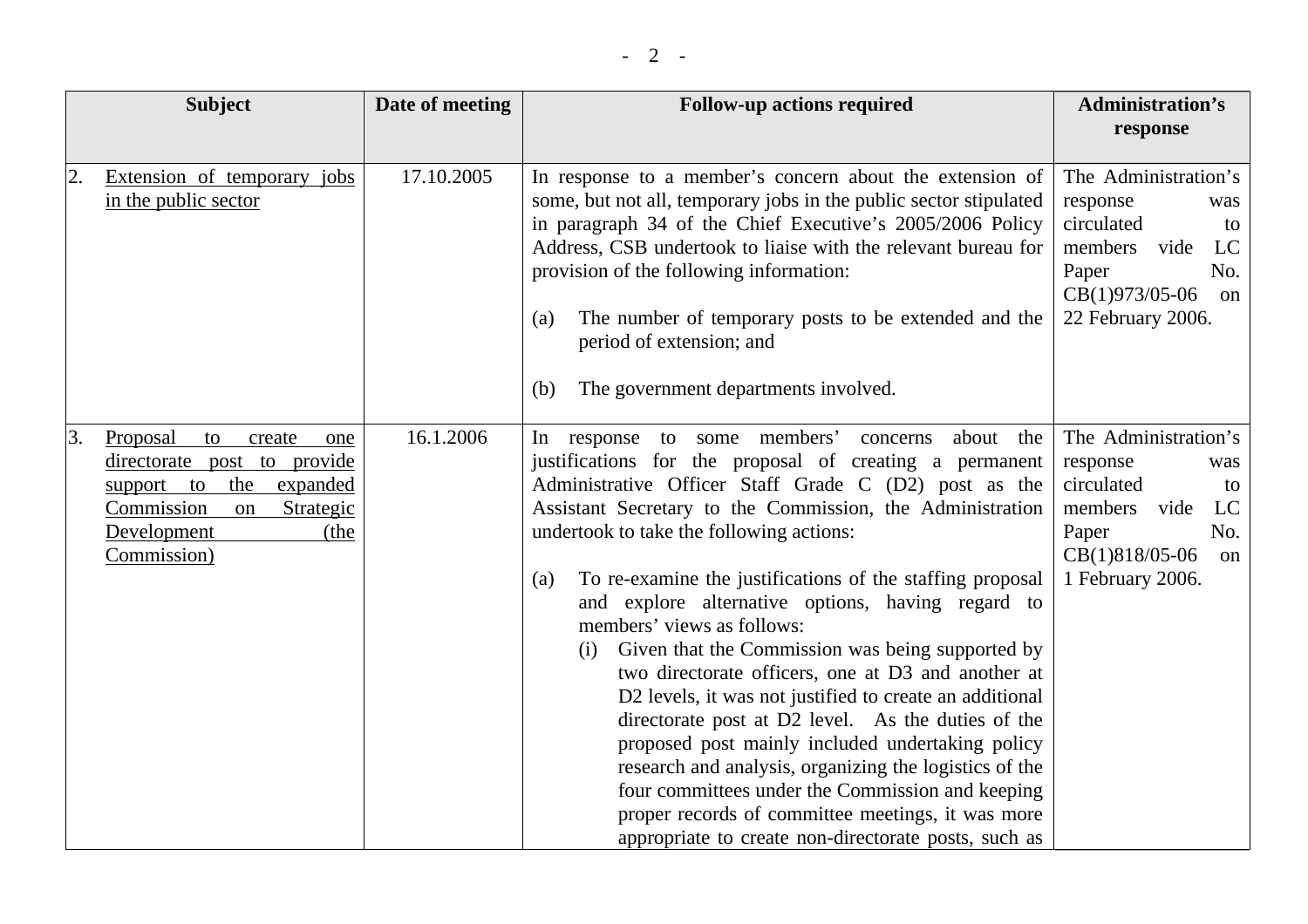| Subject | Date of meeting | Follow-up actions required | Administration's response |
|---|---|---|---|
| 2. Extension of temporary jobs in the public sector | 17.10.2005 | In response to a member's concern about the extension of some, but not all, temporary jobs in the public sector stipulated in paragraph 34 of the Chief Executive's 2005/2006 Policy Address, CSB undertook to liaise with the relevant bureau for provision of the following information:<br><br>(a) The number of temporary posts to be extended and the period of extension; and<br><br>(b) The government departments involved. | The Administration's response was circulated to members vide LC Paper No. CB(1)973/05-06 on 22 February 2006. |
| 3. Proposal to create one directorate post to provide support to the expanded Commission on Strategic Development (the Commission) | 16.1.2006 | In response to some members' concerns about the justifications for the proposal of creating a permanent Administrative Officer Staff Grade C (D2) post as the Assistant Secretary to the Commission, the Administration undertook to take the following actions:<br><br>(a) To re-examine the justifications of the staffing proposal and explore alternative options, having regard to members' views as follows:<br>(i) Given that the Commission was being supported by two directorate officers, one at D3 and another at D2 levels, it was not justified to create an additional directorate post at D2 level. As the duties of the proposed post mainly included undertaking policy research and analysis, organizing the logistics of the four committees under the Commission and keeping proper records of committee meetings, it was more appropriate to create non-directorate posts, such as | The Administration's response was circulated to members vide LC Paper No. CB(1)818/05-06 on 1 February 2006. |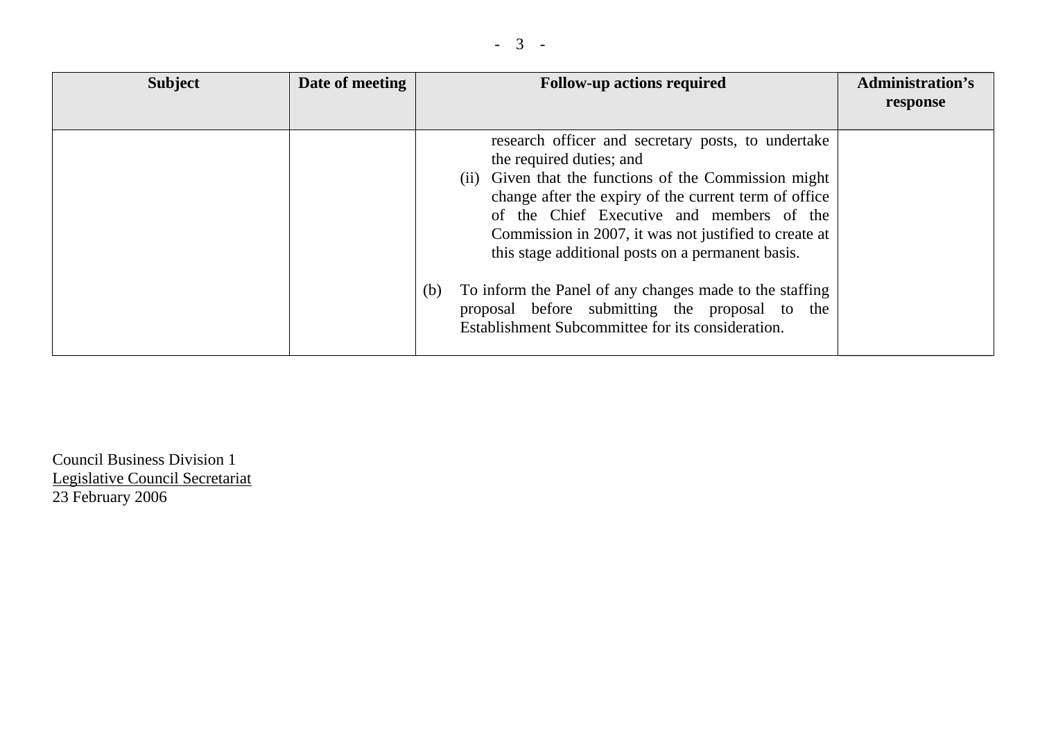| Subject | Date of meeting | Follow-up actions required | Administration's response |
|---|---|---|---|
| | | research officer and secretary posts, to undertake the required duties; and<br>(ii) Given that the functions of the Commission might change after the expiry of the current term of office of the Chief Executive and members of the Commission in 2007, it was not justified to create at this stage additional posts on a permanent basis.<br><br>(b) To inform the Panel of any changes made to the staffing proposal before submitting the proposal to the Establishment Subcommittee for its consideration. | |

Council Business Division 1
Legislative Council Secretariat
23 February 2006